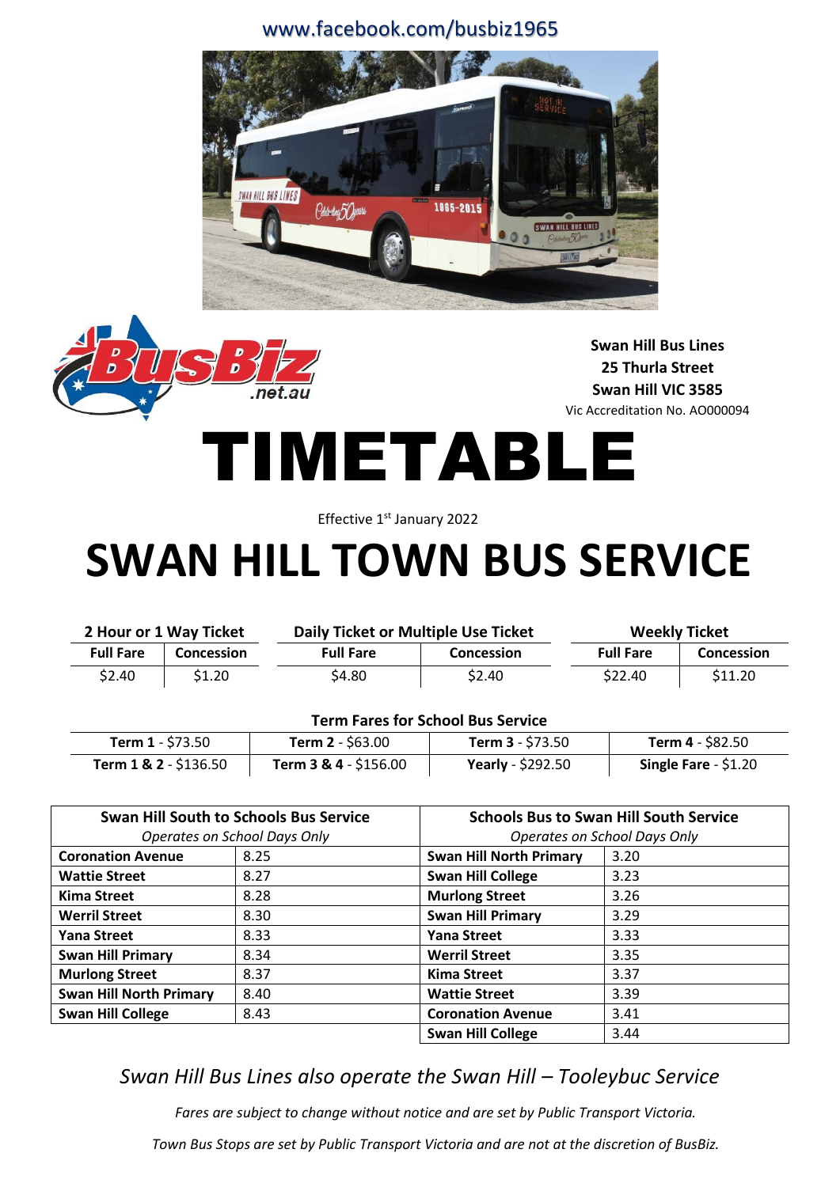www.facebook.com/busbiz1965

**Swan Hill Bus Lines**
**25 Thurla Street**
**Swan Hill VIC 3585**
Vic Accreditation No. AO000094

# TIMETABLE

Effective 1st January 2022

# SWAN HILL TOWN BUS SERVICE

| 2 Hour or 1 Way Ticket | | Daily Ticket or Multiple Use Ticket | | Weekly Ticket | |
|---|---|---|---|---|---|
| **Full Fare** | **Concession** | **Full Fare** | **Concession** | **Full Fare** | **Concession** |
| $2.40 | $1.20 | $4.80 | $2.40 | $22.40 | $11.20 |

**Term Fares for School Bus Service**

| | | | |
|---|---|---|---|
| **Term 1** - $73.50 | **Term 2** - $63.00 | **Term 3** - $73.50 | **Term 4** - $82.50 |
| **Term 1 & 2** - $136.50 | **Term 3 & 4** - $156.00 | **Yearly** - $292.50 | **Single Fare** - $1.20 |

| **Swan Hill South to Schools Bus Service** *Operates on School Days Only* | | **Schools Bus to Swan Hill South Service** *Operates on School Days Only* | |
|---|---|---|---|
| **Coronation Avenue** | 8.25 | **Swan Hill North Primary** | 3.20 |
| **Wattie Street** | 8.27 | **Swan Hill College** | 3.23 |
| **Kima Street** | 8.28 | **Murlong Street** | 3.26 |
| **Werril Street** | 8.30 | **Swan Hill Primary** | 3.29 |
| **Yana Street** | 8.33 | **Yana Street** | 3.33 |
| **Swan Hill Primary** | 8.34 | **Werril Street** | 3.35 |
| **Murlong Street** | 8.37 | **Kima Street** | 3.37 |
| **Swan Hill North Primary** | 8.40 | **Wattie Street** | 3.39 |
| **Swan Hill College** | 8.43 | **Coronation Avenue** | 3.41 |
| | | **Swan Hill College** | 3.44 |

*Swan Hill Bus Lines also operate the Swan Hill – Tooleybuc Service*

*Fares are subject to change without notice and are set by Public Transport Victoria.*

*Town Bus Stops are set by Public Transport Victoria and are not at the discretion of BusBiz.*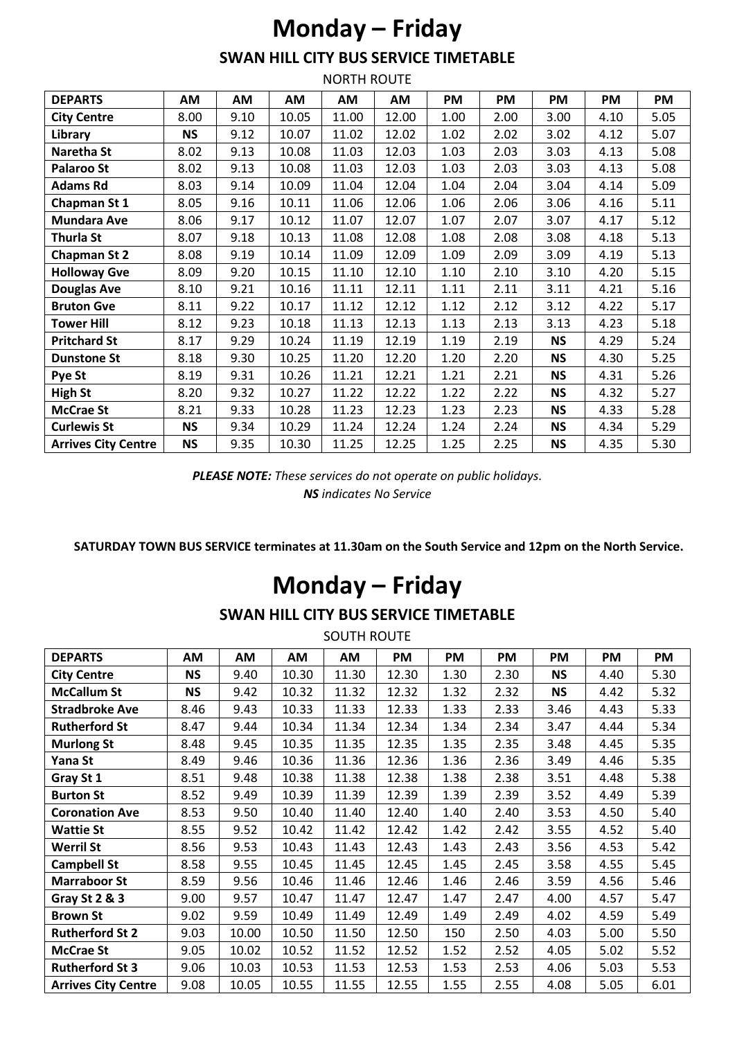# Monday – Friday

## SWAN HILL CITY BUS SERVICE TIMETABLE

NORTH ROUTE

| DEPARTS | AM | AM | AM | AM | AM | PM | PM | PM | PM | PM |
|---|---|---|---|---|---|---|---|---|---|---|
| **City Centre** | 8.00 | 9.10 | 10.05 | 11.00 | 12.00 | 1.00 | 2.00 | 3.00 | 4.10 | 5.05 |
| **Library** | **NS** | 9.12 | 10.07 | 11.02 | 12.02 | 1.02 | 2.02 | 3.02 | 4.12 | 5.07 |
| **Naretha St** | 8.02 | 9.13 | 10.08 | 11.03 | 12.03 | 1.03 | 2.03 | 3.03 | 4.13 | 5.08 |
| **Palaroo St** | 8.02 | 9.13 | 10.08 | 11.03 | 12.03 | 1.03 | 2.03 | 3.03 | 4.13 | 5.08 |
| **Adams Rd** | 8.03 | 9.14 | 10.09 | 11.04 | 12.04 | 1.04 | 2.04 | 3.04 | 4.14 | 5.09 |
| **Chapman St 1** | 8.05 | 9.16 | 10.11 | 11.06 | 12.06 | 1.06 | 2.06 | 3.06 | 4.16 | 5.11 |
| **Mundara Ave** | 8.06 | 9.17 | 10.12 | 11.07 | 12.07 | 1.07 | 2.07 | 3.07 | 4.17 | 5.12 |
| **Thurla St** | 8.07 | 9.18 | 10.13 | 11.08 | 12.08 | 1.08 | 2.08 | 3.08 | 4.18 | 5.13 |
| **Chapman St 2** | 8.08 | 9.19 | 10.14 | 11.09 | 12.09 | 1.09 | 2.09 | 3.09 | 4.19 | 5.13 |
| **Holloway Gve** | 8.09 | 9.20 | 10.15 | 11.10 | 12.10 | 1.10 | 2.10 | 3.10 | 4.20 | 5.15 |
| **Douglas Ave** | 8.10 | 9.21 | 10.16 | 11.11 | 12.11 | 1.11 | 2.11 | 3.11 | 4.21 | 5.16 |
| **Bruton Gve** | 8.11 | 9.22 | 10.17 | 11.12 | 12.12 | 1.12 | 2.12 | 3.12 | 4.22 | 5.17 |
| **Tower Hill** | 8.12 | 9.23 | 10.18 | 11.13 | 12.13 | 1.13 | 2.13 | 3.13 | 4.23 | 5.18 |
| **Pritchard St** | 8.17 | 9.29 | 10.24 | 11.19 | 12.19 | 1.19 | 2.19 | **NS** | 4.29 | 5.24 |
| **Dunstone St** | 8.18 | 9.30 | 10.25 | 11.20 | 12.20 | 1.20 | 2.20 | **NS** | 4.30 | 5.25 |
| **Pye St** | 8.19 | 9.31 | 10.26 | 11.21 | 12.21 | 1.21 | 2.21 | **NS** | 4.31 | 5.26 |
| **High St** | 8.20 | 9.32 | 10.27 | 11.22 | 12.22 | 1.22 | 2.22 | **NS** | 4.32 | 5.27 |
| **McCrae St** | 8.21 | 9.33 | 10.28 | 11.23 | 12.23 | 1.23 | 2.23 | **NS** | 4.33 | 5.28 |
| **Curlewis St** | **NS** | 9.34 | 10.29 | 11.24 | 12.24 | 1.24 | 2.24 | **NS** | 4.34 | 5.29 |
| **Arrives City Centre** | **NS** | 9.35 | 10.30 | 11.25 | 12.25 | 1.25 | 2.25 | **NS** | 4.35 | 5.30 |

***PLEASE NOTE:** These services do not operate on public holidays.*
***NS** indicates No Service*

**SATURDAY TOWN BUS SERVICE terminates at 11.30am on the South Service and 12pm on the North Service.**

# Monday – Friday

## SWAN HILL CITY BUS SERVICE TIMETABLE

SOUTH ROUTE

| DEPARTS | AM | AM | AM | AM | PM | PM | PM | PM | PM | PM |
|---|---|---|---|---|---|---|---|---|---|---|
| **City Centre** | **NS** | 9.40 | 10.30 | 11.30 | 12.30 | 1.30 | 2.30 | **NS** | 4.40 | 5.30 |
| **McCallum St** | **NS** | 9.42 | 10.32 | 11.32 | 12.32 | 1.32 | 2.32 | **NS** | 4.42 | 5.32 |
| **Stradbroke Ave** | 8.46 | 9.43 | 10.33 | 11.33 | 12.33 | 1.33 | 2.33 | 3.46 | 4.43 | 5.33 |
| **Rutherford St** | 8.47 | 9.44 | 10.34 | 11.34 | 12.34 | 1.34 | 2.34 | 3.47 | 4.44 | 5.34 |
| **Murlong St** | 8.48 | 9.45 | 10.35 | 11.35 | 12.35 | 1.35 | 2.35 | 3.48 | 4.45 | 5.35 |
| **Yana St** | 8.49 | 9.46 | 10.36 | 11.36 | 12.36 | 1.36 | 2.36 | 3.49 | 4.46 | 5.35 |
| **Gray St 1** | 8.51 | 9.48 | 10.38 | 11.38 | 12.38 | 1.38 | 2.38 | 3.51 | 4.48 | 5.38 |
| **Burton St** | 8.52 | 9.49 | 10.39 | 11.39 | 12.39 | 1.39 | 2.39 | 3.52 | 4.49 | 5.39 |
| **Coronation Ave** | 8.53 | 9.50 | 10.40 | 11.40 | 12.40 | 1.40 | 2.40 | 3.53 | 4.50 | 5.40 |
| **Wattie St** | 8.55 | 9.52 | 10.42 | 11.42 | 12.42 | 1.42 | 2.42 | 3.55 | 4.52 | 5.40 |
| **Werril St** | 8.56 | 9.53 | 10.43 | 11.43 | 12.43 | 1.43 | 2.43 | 3.56 | 4.53 | 5.42 |
| **Campbell St** | 8.58 | 9.55 | 10.45 | 11.45 | 12.45 | 1.45 | 2.45 | 3.58 | 4.55 | 5.45 |
| **Marraboor St** | 8.59 | 9.56 | 10.46 | 11.46 | 12.46 | 1.46 | 2.46 | 3.59 | 4.56 | 5.46 |
| **Gray St 2 & 3** | 9.00 | 9.57 | 10.47 | 11.47 | 12.47 | 1.47 | 2.47 | 4.00 | 4.57 | 5.47 |
| **Brown St** | 9.02 | 9.59 | 10.49 | 11.49 | 12.49 | 1.49 | 2.49 | 4.02 | 4.59 | 5.49 |
| **Rutherford St 2** | 9.03 | 10.00 | 10.50 | 11.50 | 12.50 | 150 | 2.50 | 4.03 | 5.00 | 5.50 |
| **McCrae St** | 9.05 | 10.02 | 10.52 | 11.52 | 12.52 | 1.52 | 2.52 | 4.05 | 5.02 | 5.52 |
| **Rutherford St 3** | 9.06 | 10.03 | 10.53 | 11.53 | 12.53 | 1.53 | 2.53 | 4.06 | 5.03 | 5.53 |
| **Arrives City Centre** | 9.08 | 10.05 | 10.55 | 11.55 | 12.55 | 1.55 | 2.55 | 4.08 | 5.05 | 6.01 |